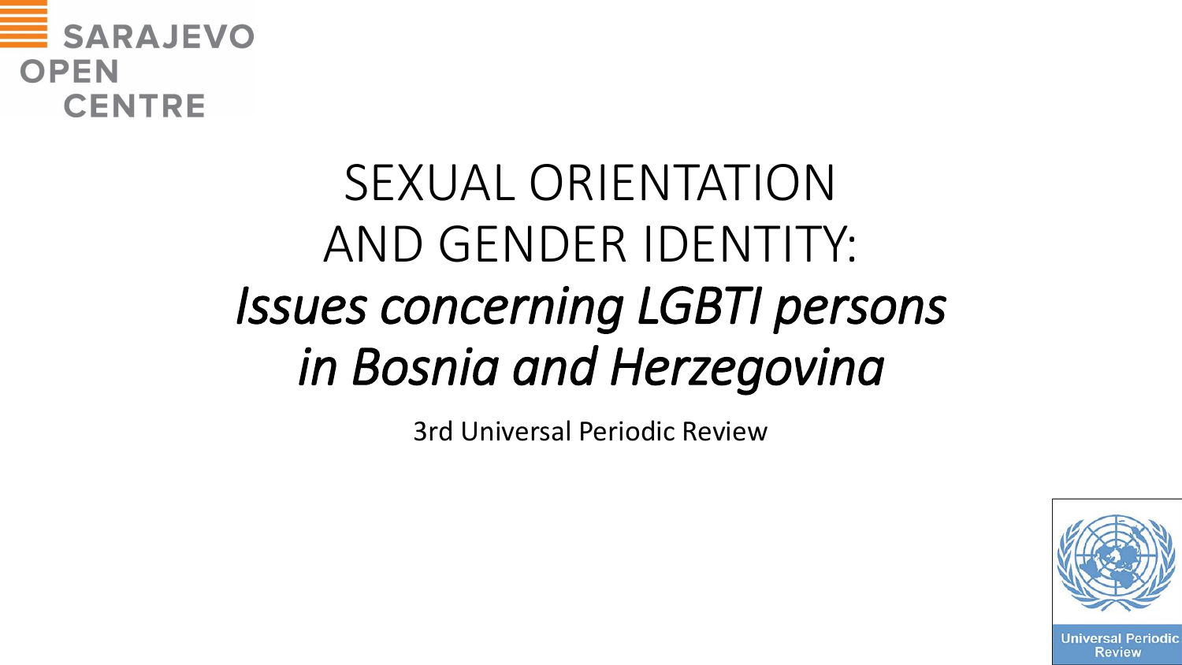SARAJEVO OPEN CENTRE

# SEXUAL ORIENTATION AND GENDER IDENTITY: *Issues concerning LGBTI persons in Bosnia and Herzegovina*

3rd Universal Periodic Review

Universal Periodic Review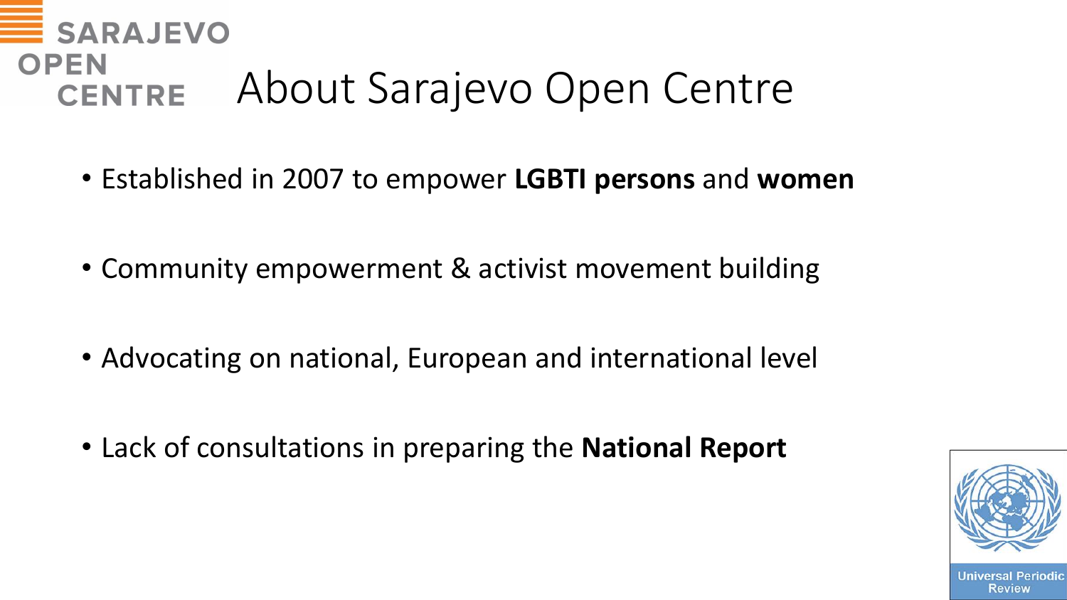# About Sarajevo Open Centre

- Established in 2007 to empower **LGBTI persons** and **women**
- Community empowerment & activist movement building
- Advocating on national, European and international level
- Lack of consultations in preparing the **National Report**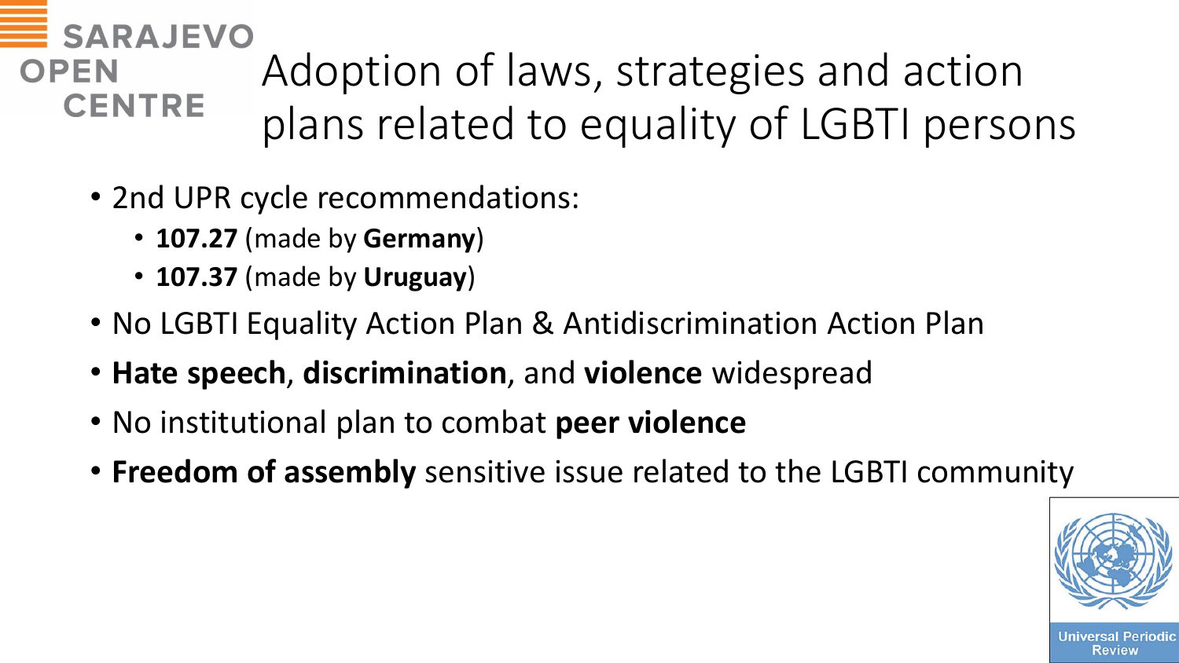# Adoption of laws, strategies and action plans related to equality of LGBTI persons

- 2nd UPR cycle recommendations:
  - **107.27** (made by **Germany**)
  - **107.37** (made by **Uruguay**)
- No LGBTI Equality Action Plan & Antidiscrimination Action Plan
- **Hate speech**, **discrimination**, and **violence** widespread
- No institutional plan to combat **peer violence**
- **Freedom of assembly** sensitive issue related to the LGBTI community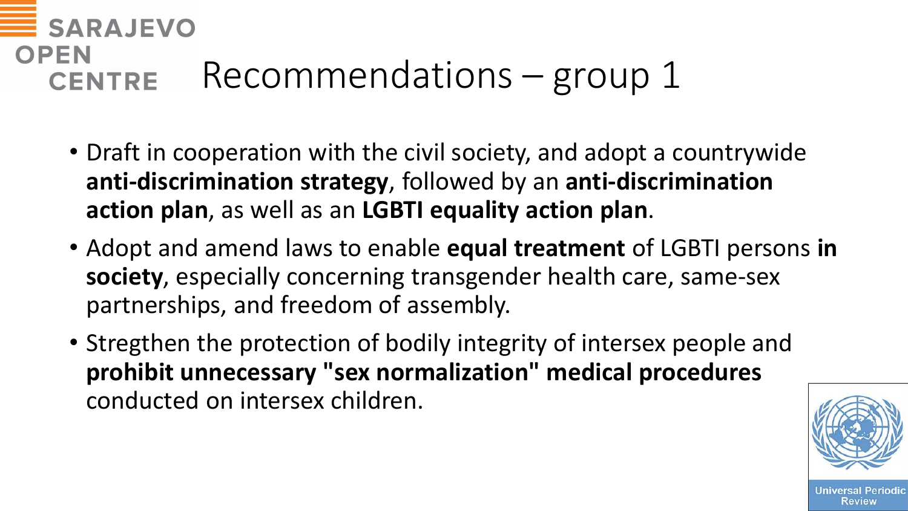# Recommendations – group 1

- Draft in cooperation with the civil society, and adopt a countrywide **anti-discrimination strategy**, followed by an **anti-discrimination action plan**, as well as an **LGBTI equality action plan**.
- Adopt and amend laws to enable **equal treatment** of LGBTI persons **in society**, especially concerning transgender health care, same-sex partnerships, and freedom of assembly.
- Stregthen the protection of bodily integrity of intersex people and **prohibit unnecessary "sex normalization" medical procedures** conducted on intersex children.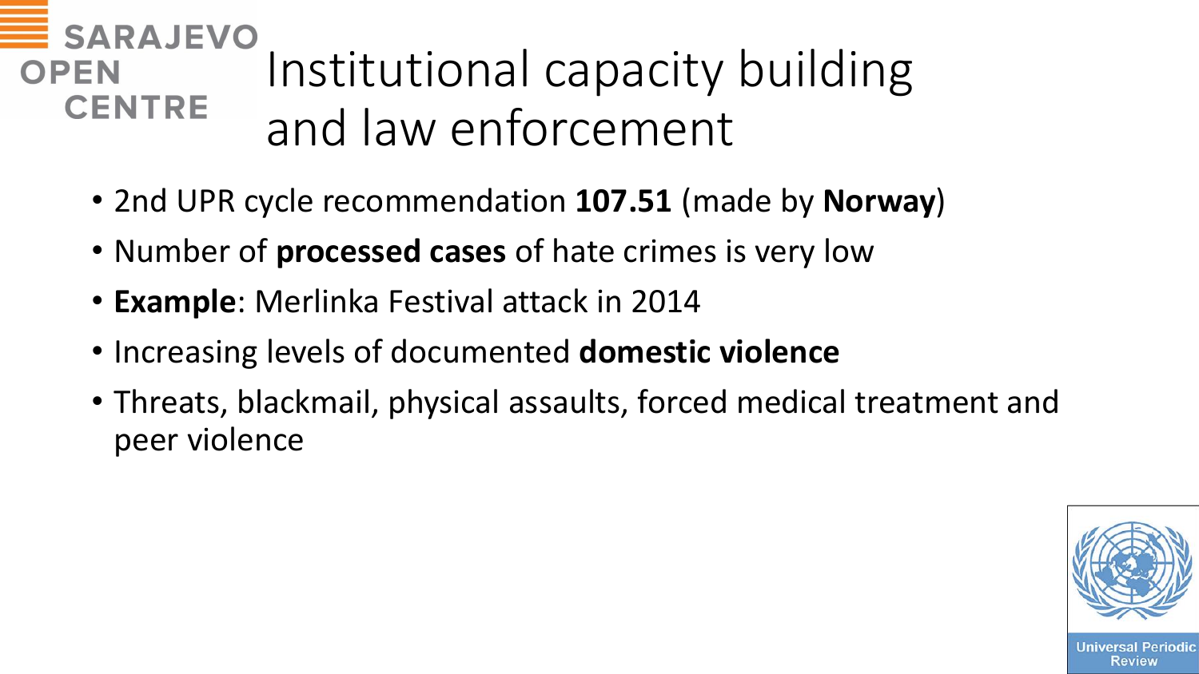# Institutional capacity building and law enforcement

- 2nd UPR cycle recommendation **107.51** (made by **Norway**)
- Number of **processed cases** of hate crimes is very low
- **Example**: Merlinka Festival attack in 2014
- Increasing levels of documented **domestic violence**
- Threats, blackmail, physical assaults, forced medical treatment and peer violence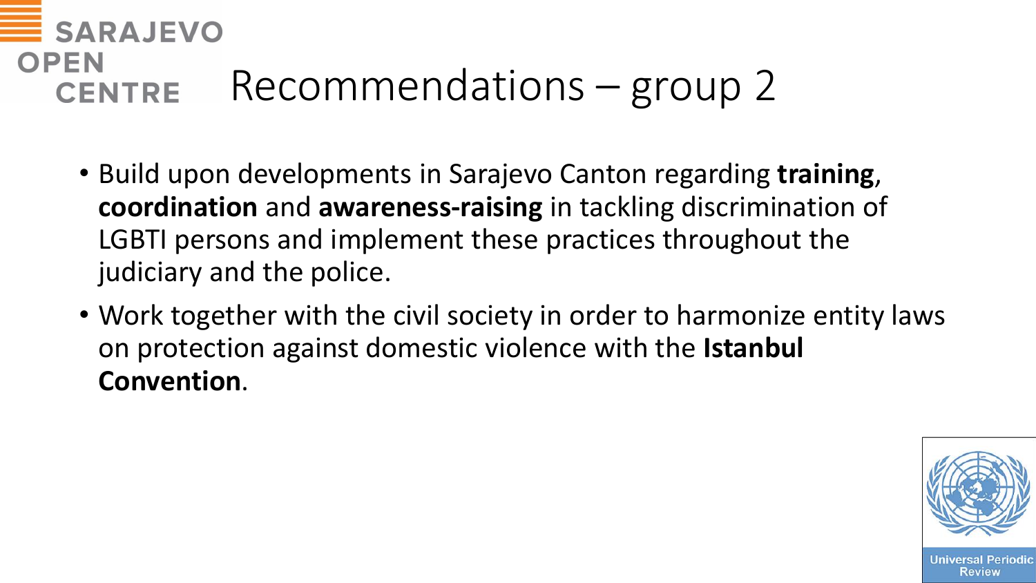# Recommendations – group 2

- Build upon developments in Sarajevo Canton regarding **training**, **coordination** and **awareness-raising** in tackling discrimination of LGBTI persons and implement these practices throughout the judiciary and the police.
- Work together with the civil society in order to harmonize entity laws on protection against domestic violence with the **Istanbul Convention**.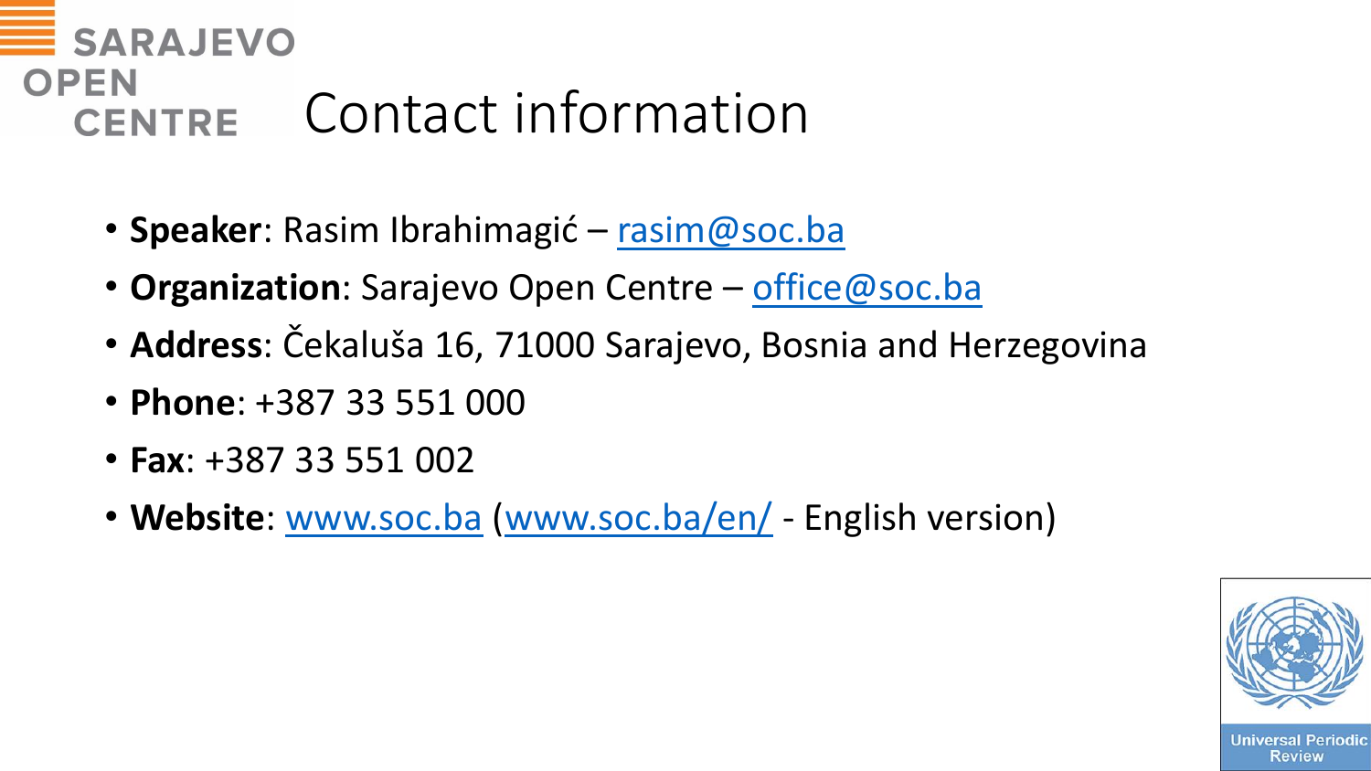SARAJEVO OPEN CENTRE

# Contact information

- **Speaker**: Rasim Ibrahimagić – rasim@soc.ba
- **Organization**: Sarajevo Open Centre – office@soc.ba
- **Address**: Čekaluša 16, 71000 Sarajevo, Bosnia and Herzegovina
- **Phone**: +387 33 551 000
- **Fax**: +387 33 551 002
- **Website**: www.soc.ba (www.soc.ba/en/ - English version)

Universal Periodic Review